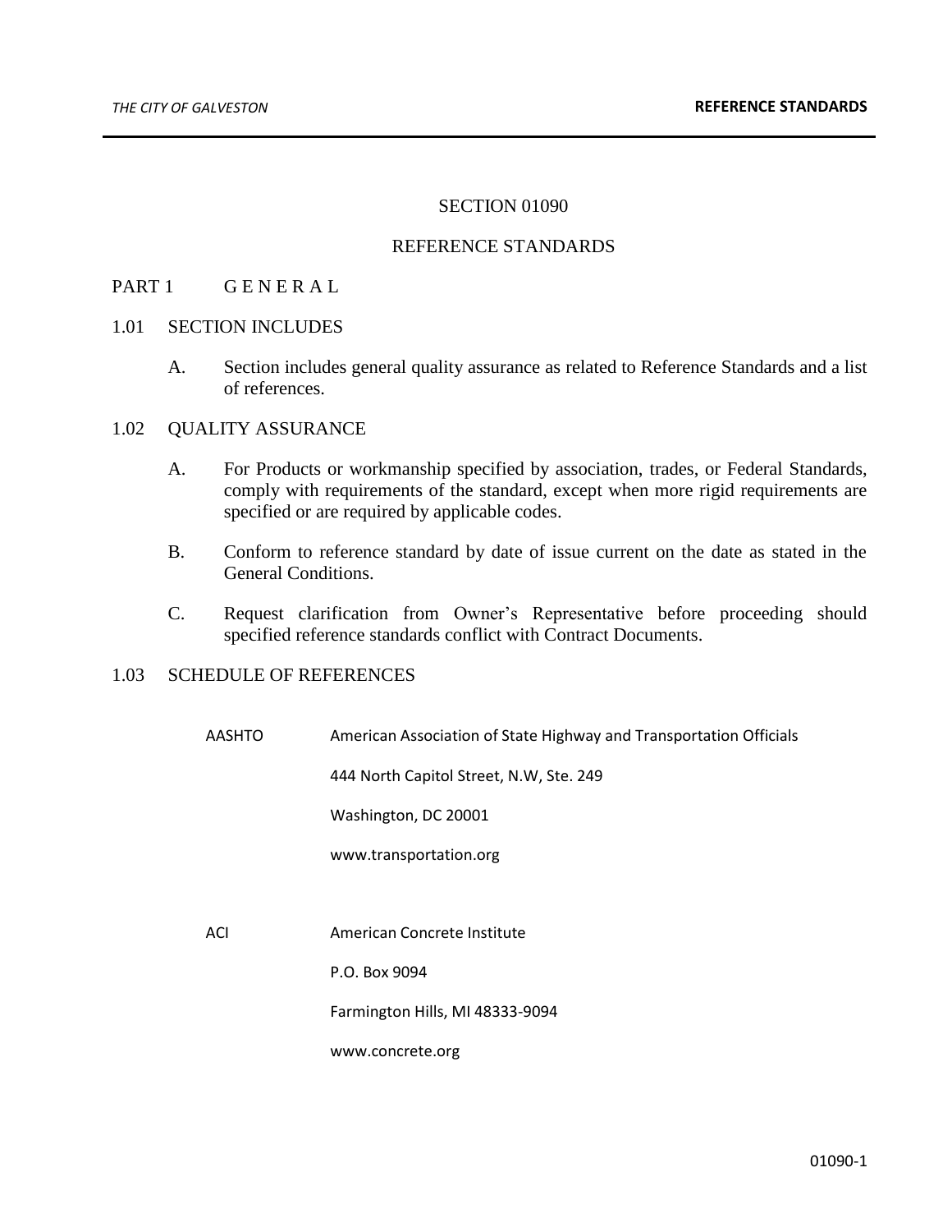# SECTION 01090

# REFERENCE STANDARDS

## PART 1 G E N E R A L

### 1.01 SECTION INCLUDES

A. Section includes general quality assurance as related to Reference Standards and a list of references.

### 1.02 QUALITY ASSURANCE

A. For Products or workmanship specified by association, trades, or Federal Standards, comply with requirements of the standard, except when more rigid requirements are specified or are required by applicable codes.

B. Conform to reference standard by date of issue current on the date as stated in the General Conditions.

C. Request clarification from Owner's Representative before proceeding should specified reference standards conflict with Contract Documents.

### 1.03 SCHEDULE OF REFERENCES

AASHTO American Association of State Highway and Transportation Officials
444 North Capitol Street, N.W, Ste. 249
Washington, DC 20001
www.transportation.org

ACI American Concrete Institute
P.O. Box 9094
Farmington Hills, MI 48333-9094
www.concrete.org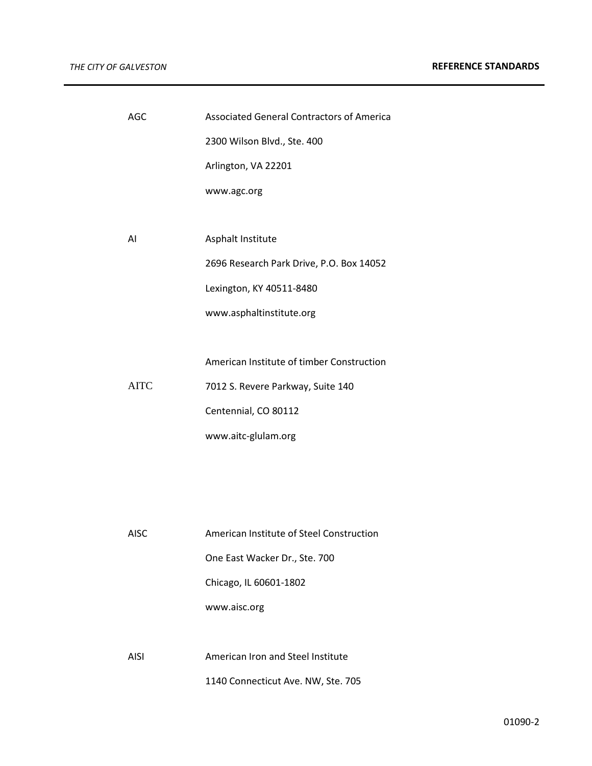| | |
|---|---|
| AGC | Associated General Contractors of America |
| | 2300 Wilson Blvd., Ste. 400 |
| | Arlington, VA 22201 |
| | www.agc.org |
| AI | Asphalt Institute |
| | 2696 Research Park Drive, P.O. Box 14052 |
| | Lexington, KY 40511-8480 |
| | www.asphaltinstitute.org |
| | American Institute of timber Construction |
| AITC | 7012 S. Revere Parkway, Suite 140 |
| | Centennial, CO 80112 |
| | www.aitc-glulam.org |
| AISC | American Institute of Steel Construction |
| | One East Wacker Dr., Ste. 700 |
| | Chicago, IL 60601-1802 |
| | www.aisc.org |
| AISI | American Iron and Steel Institute |
| | 1140 Connecticut Ave. NW, Ste. 705 |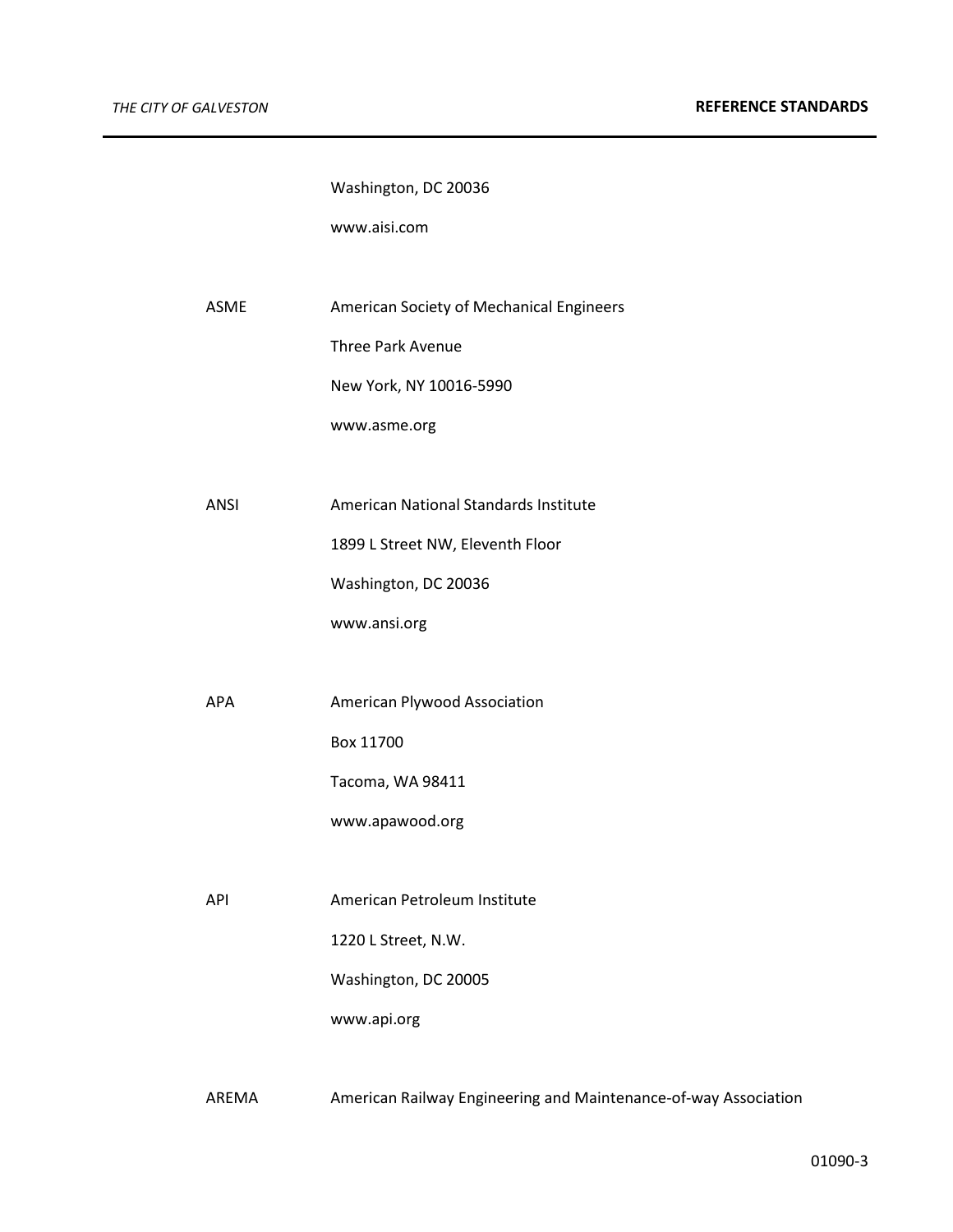| | |
|---|---|
| | Washington, DC 20036 |
| | www.aisi.com |
| | |
| ASME | American Society of Mechanical Engineers |
| | Three Park Avenue |
| | New York, NY 10016-5990 |
| | www.asme.org |
| | |
| ANSI | American National Standards Institute |
| | 1899 L Street NW, Eleventh Floor |
| | Washington, DC 20036 |
| | www.ansi.org |
| | |
| APA | American Plywood Association |
| | Box 11700 |
| | Tacoma, WA 98411 |
| | www.apawood.org |
| | |
| API | American Petroleum Institute |
| | 1220 L Street, N.W. |
| | Washington, DC 20005 |
| | www.api.org |
| | |
| AREMA | American Railway Engineering and Maintenance-of-way Association |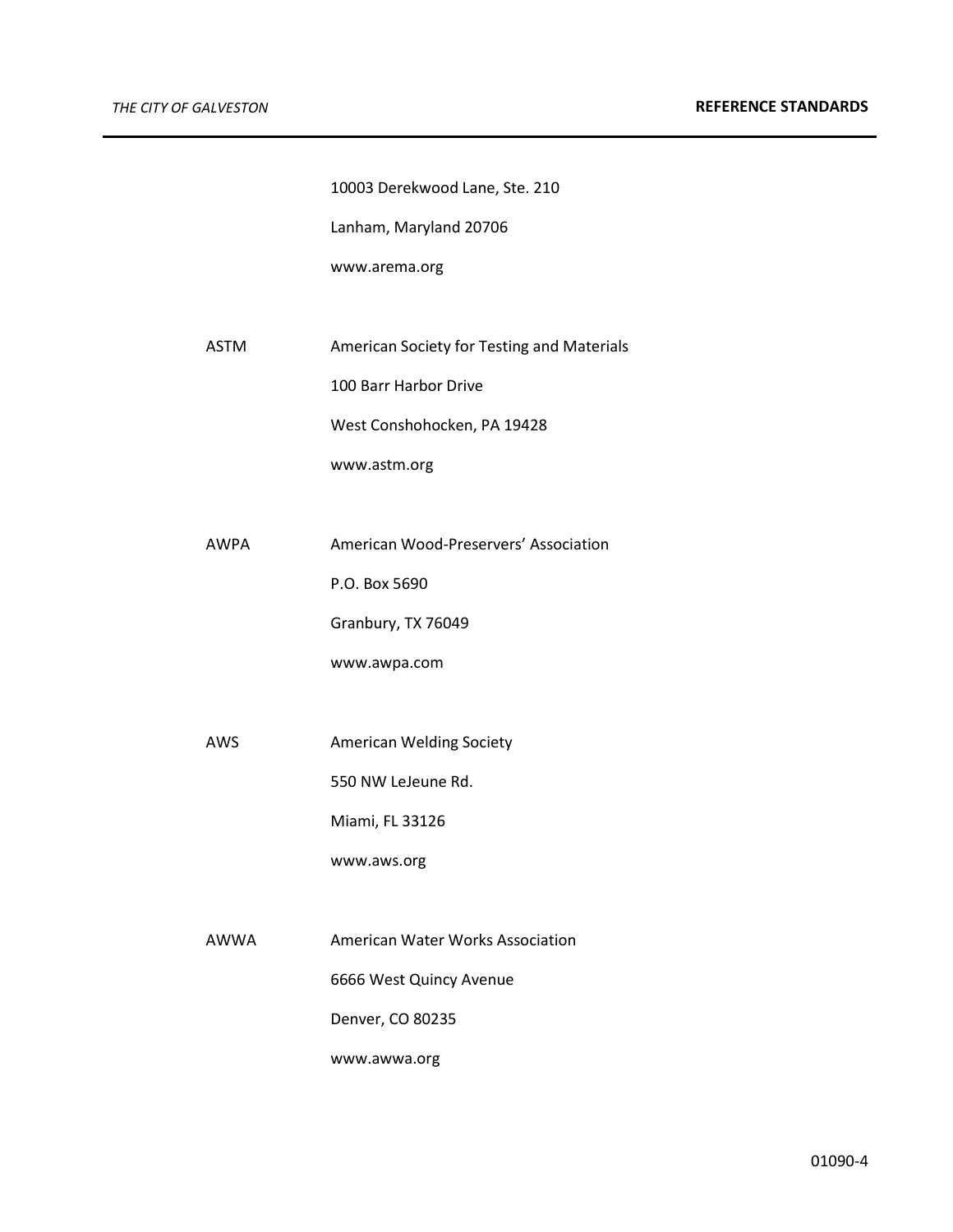| | |
|---|---|
| | 10003 Derekwood Lane, Ste. 210 |
| | Lanham, Maryland 20706 |
| | www.arema.org |
| ASTM | American Society for Testing and Materials |
| | 100 Barr Harbor Drive |
| | West Conshohocken, PA 19428 |
| | www.astm.org |
| AWPA | American Wood-Preservers' Association |
| | P.O. Box 5690 |
| | Granbury, TX 76049 |
| | www.awpa.com |
| AWS | American Welding Society |
| | 550 NW LeJeune Rd. |
| | Miami, FL 33126 |
| | www.aws.org |
| AWWA | American Water Works Association |
| | 6666 West Quincy Avenue |
| | Denver, CO 80235 |
| | www.awwa.org |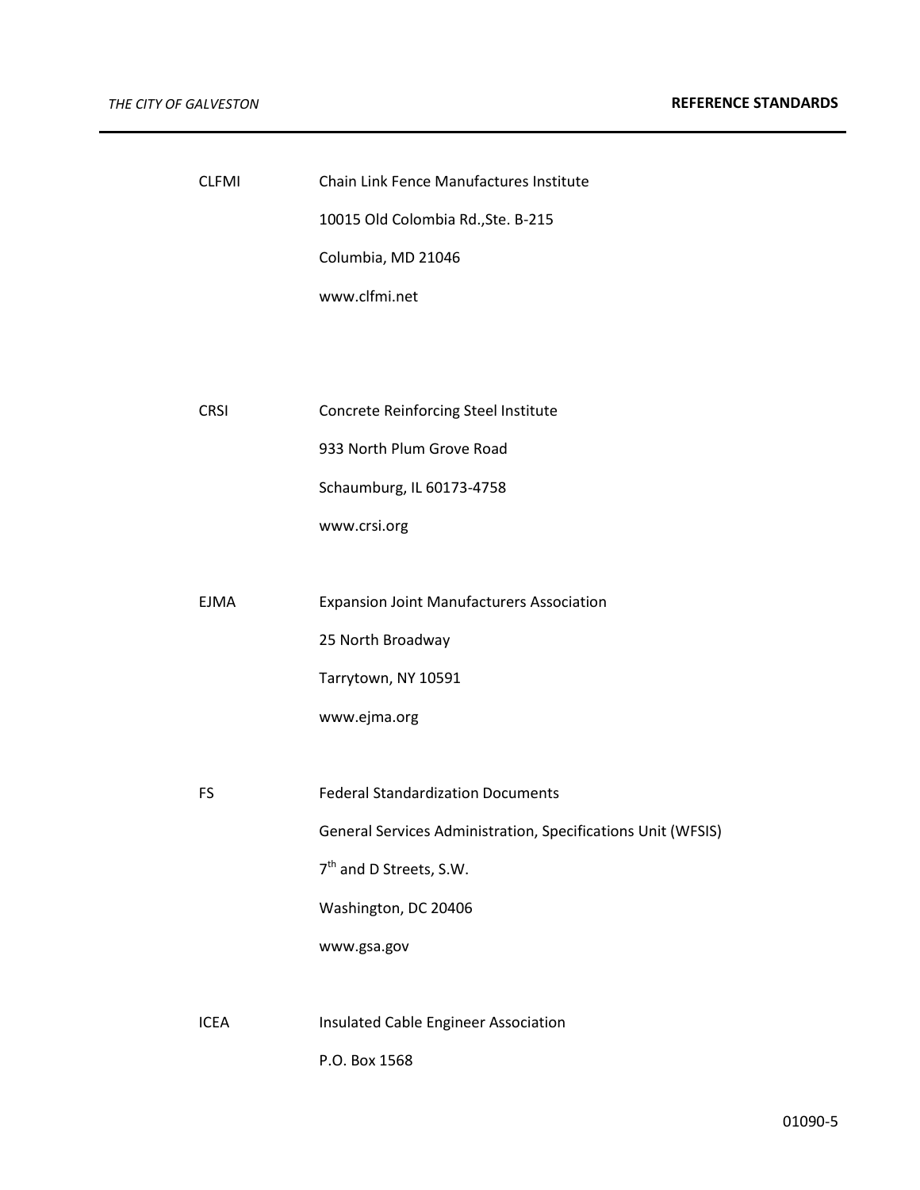CLFMI Chain Link Fence Manufactures Institute
10015 Old Colombia Rd.,Ste. B-215
Columbia, MD 21046
www.clfmi.net

CRSI Concrete Reinforcing Steel Institute
933 North Plum Grove Road
Schaumburg, IL 60173-4758
www.crsi.org

EJMA Expansion Joint Manufacturers Association
25 North Broadway
Tarrytown, NY 10591
www.ejma.org

FS Federal Standardization Documents
General Services Administration, Specifications Unit (WFSIS)
7th and D Streets, S.W.
Washington, DC 20406
www.gsa.gov

ICEA Insulated Cable Engineer Association
P.O. Box 1568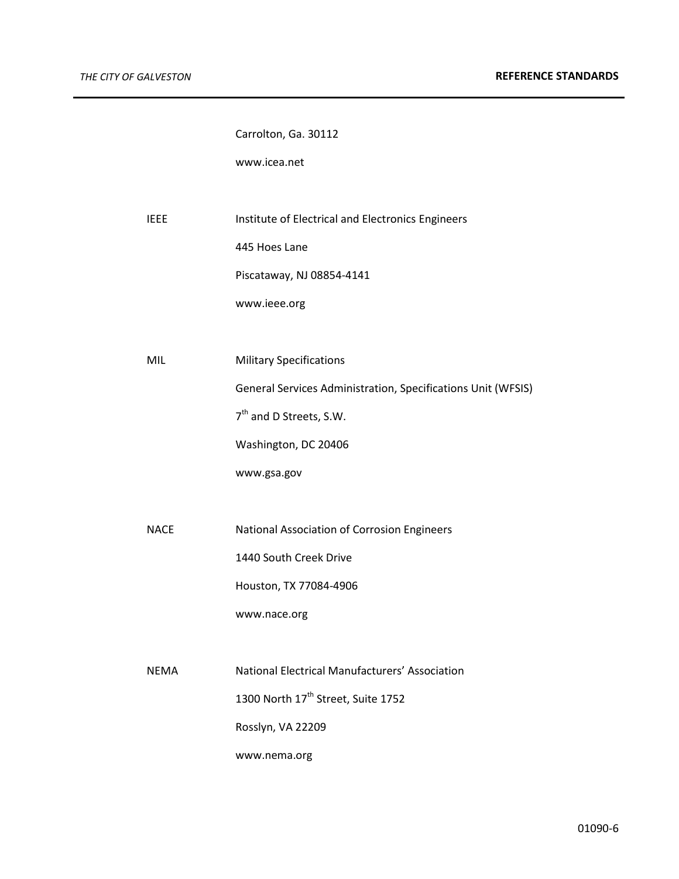| | |
|---|---|
| | Carrolton, Ga. 30112 |
| | www.icea.net |
| IEEE | Institute of Electrical and Electronics Engineers |
| | 445 Hoes Lane |
| | Piscataway, NJ 08854-4141 |
| | www.ieee.org |
| MIL | Military Specifications |
| | General Services Administration, Specifications Unit (WFSIS) |
| | 7th and D Streets, S.W. |
| | Washington, DC 20406 |
| | www.gsa.gov |
| NACE | National Association of Corrosion Engineers |
| | 1440 South Creek Drive |
| | Houston, TX 77084-4906 |
| | www.nace.org |
| NEMA | National Electrical Manufacturers' Association |
| | 1300 North 17th Street, Suite 1752 |
| | Rosslyn, VA 22209 |
| | www.nema.org |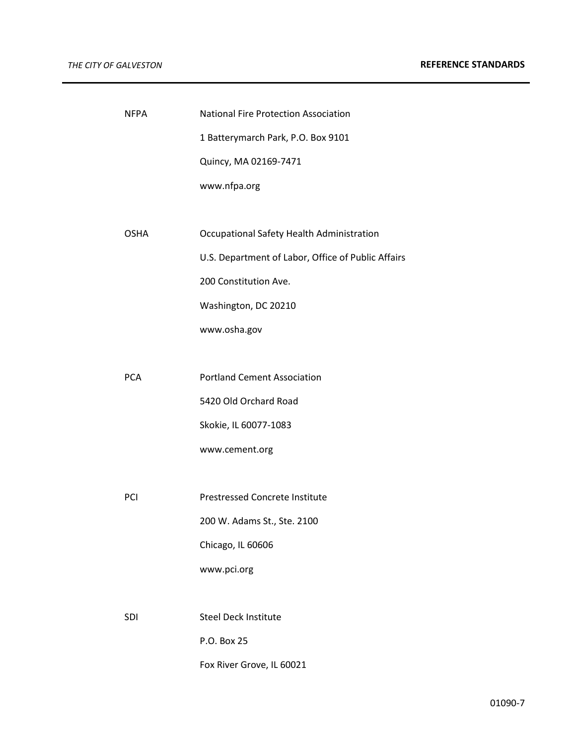NFPA National Fire Protection Association
1 Batterymarch Park, P.O. Box 9101
Quincy, MA 02169-7471
www.nfpa.org

OSHA Occupational Safety Health Administration
U.S. Department of Labor, Office of Public Affairs
200 Constitution Ave.
Washington, DC 20210
www.osha.gov

PCA Portland Cement Association
5420 Old Orchard Road
Skokie, IL 60077-1083
www.cement.org

PCI Prestressed Concrete Institute
200 W. Adams St., Ste. 2100
Chicago, IL 60606
www.pci.org

SDI Steel Deck Institute
P.O. Box 25
Fox River Grove, IL 60021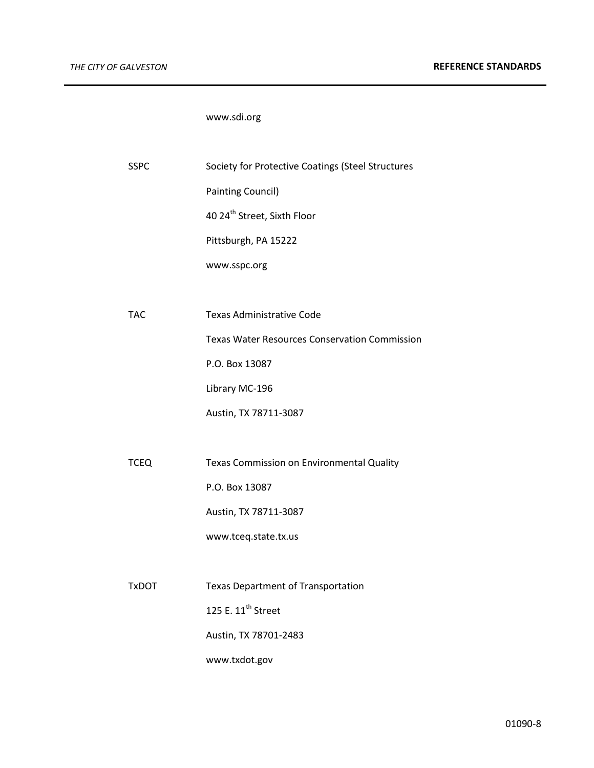www.sdi.org

| | |
|---|---|
| SSPC | Society for Protective Coatings (Steel Structures Painting Council) |
| | 40 24th Street, Sixth Floor |
| | Pittsburgh, PA 15222 |
| | www.sspc.org |
| TAC | Texas Administrative Code |
| | Texas Water Resources Conservation Commission |
| | P.O. Box 13087 |
| | Library MC-196 |
| | Austin, TX 78711-3087 |
| TCEQ | Texas Commission on Environmental Quality |
| | P.O. Box 13087 |
| | Austin, TX 78711-3087 |
| | www.tceq.state.tx.us |
| TxDOT | Texas Department of Transportation |
| | 125 E. 11th Street |
| | Austin, TX 78701-2483 |
| | www.txdot.gov |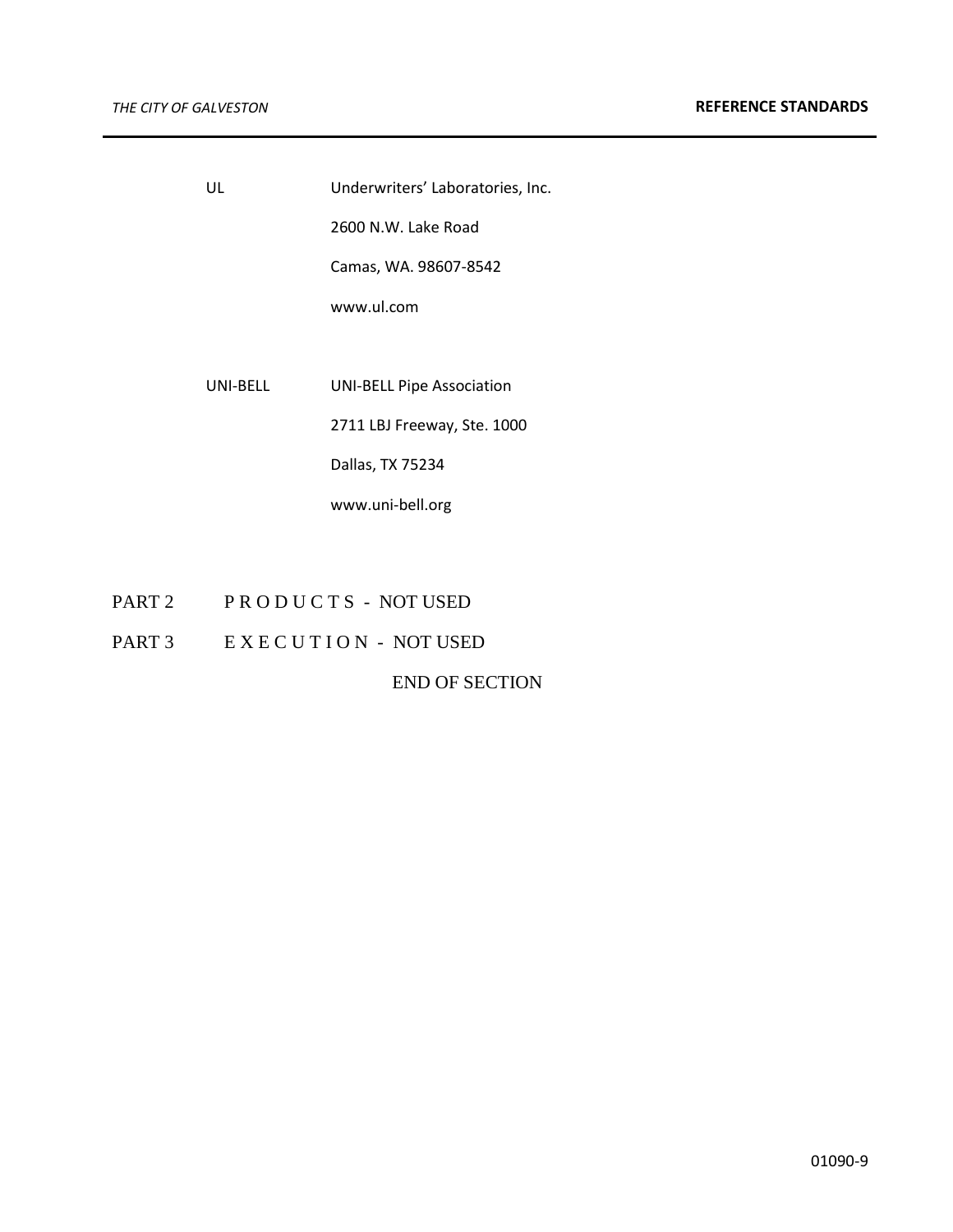UL Underwriters' Laboratories, Inc.
2600 N.W. Lake Road
Camas, WA. 98607-8542
www.ul.com

UNI-BELL UNI-BELL Pipe Association
2711 LBJ Freeway, Ste. 1000
Dallas, TX 75234
www.uni-bell.org

## PART 2 P R O D U C T S - NOT USED

## PART 3 E X E C U T I O N - NOT USED

END OF SECTION